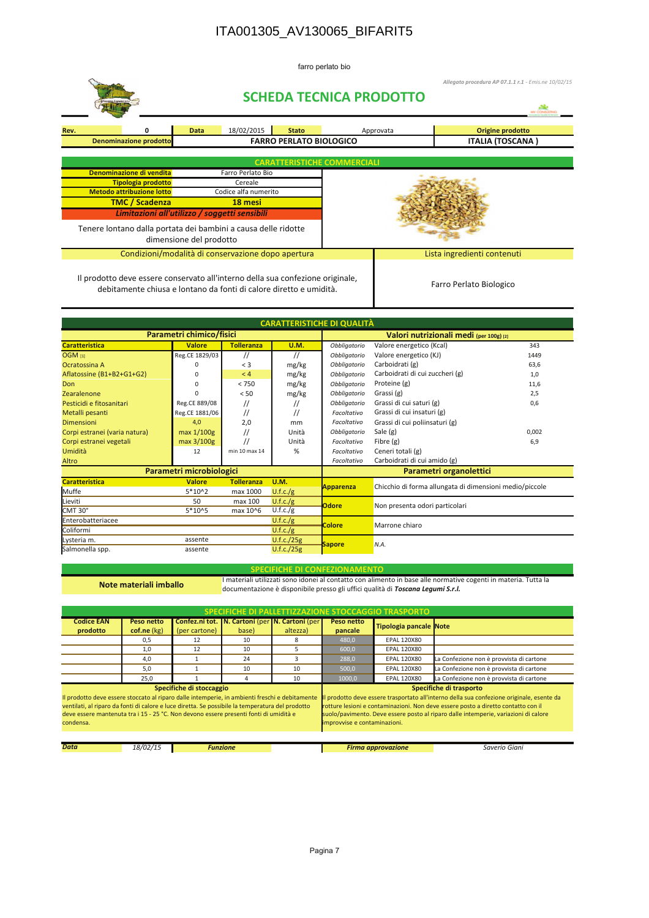# ITA001305_AV130065_BIFARIT5

farro perlato bio

*Allegato procedura AP 07.1.1 r.1 - Emis.ne 10/02/15*

## SCHEDA TECNICA PRODOTTO

| Rev. | 0 | Data | 18/02/2015 | Stato | Approvata | Origine prodotto |
|---|---|---|---|---|---|---|
| Denominazione prodotto | | FARRO PERLATO BIOLOGICO | | | | ITALIA (TOSCANA ) |

### CARATTERISTICHE COMMERCIALI

| | |
|---|---|
| Denominazione di vendita | Farro Perlato Bio |
| Tipologia prodotto | Cereale |
| Metodo attribuzione lotto | Codice alfa numerito |
| TMC / Scadenza | 18 mesi |

**Limitazioni all'utilizzo / soggetti sensibili**

Tenere lontano dalla portata dei bambini a causa delle ridotte dimensione del prodotto

| Condizioni/modalità di conservazione dopo apertura | Lista ingredienti contenuti |
|---|---|
| Il prodotto deve essere conservato all'interno della sua confezione originale, debitamente chiusa e lontano da fonti di calore diretto e umidità. | Farro Perlato Biologico |

### CARATTERISTICHE DI QUALITÀ

**Parametri chimico/fisici**

| Caratteristica | Valore | Tolleranza | U.M. |
|---|---|---|---|
| OGM [1] | Reg.CE 1829/03 | // | // |
| Ocratossina A | 0 | < 3 | mg/kg |
| Aflatossine (B1+B2+G1+G2) | 0 | < 4 | mg/kg |
| Don | 0 | < 750 | mg/kg |
| Zearalenone | 0 | < 50 | mg/kg |
| Pesticidi e fitosanitari | Reg.CE 889/08 | // | // |
| Metalli pesanti | Reg.CE 1881/06 | // | // |
| Dimensioni | 4,0 | 2,0 | mm |
| Corpi estranei (varia natura) | max 1/100g | // | Unità |
| Corpi estranei vegetali | max 3/100g | // | Unità |
| Umidità | 12 | min 10 max 14 | % |
| Altro | | | |

**Valori nutrizionali medi (per 100g) [2]**

| | | |
|---|---|---|
| Obbligatorio | Valore energetico (Kcal) | 343 |
| Obbligatorio | Valore energetico (KJ) | 1449 |
| Obbligatorio | Carboidrati (g) | 63,6 |
| Obbligatorio | Carboidrati di cui zuccheri (g) | 1,0 |
| Obbligatorio | Proteine (g) | 11,6 |
| Obbligatorio | Grassi (g) | 2,5 |
| Obbligatorio | Grassi di cui saturi (g) | 0,6 |
| Facoltativo | Grassi di cui insaturi (g) | |
| Facoltativo | Grassi di cui poliinsaturi (g) | |
| Obbligatorio | Sale (g) | 0,002 |
| Facoltativo | Fibre (g) | 6,9 |
| Facoltativo | Ceneri totali (g) | |
| Facoltativo | Carboidrati di cui amido (g) | |

**Parametri microbiologici**

| Caratteristica | Valore | Tolleranza | U.M. |
|---|---|---|---|
| Muffe | 5*10^2 | max 1000 | U.f.c./g |
| Lieviti | 50 | max 100 | U.f.c./g |
| CMT 30° | 5*10^5 | max 10^6 | U.f.c./g |
| Enterobatteriacee | | | U.f.c./g |
| Coliformi | | | U.f.c./g |
| Lysteria m. | assente | | U.f.c./25g |
| Salmonella spp. | assente | | U.f.c./25g |

**Parametri organolettici**

| | |
|---|---|
| Apparenza | Chicchio di forma allungata di dimensioni medio/piccole |
| Odore | Non presenta odori particolari |
| Colore | Marrone chiaro |
| Sapore | N.A. |

### SPECIFICHE DI CONFEZIONAMENTO

**Note materiali imballo**

I materiali utilizzati sono idonei al contatto con alimento in base alle normative cogenti in materia. Tutta la documentazione è disponibile presso gli uffici qualità di ***Toscana Legumi S.r.l.***

### SPECIFICHE DI PALLETTIZZAZIONE STOCCAGGIO TRASPORTO

| Codice EAN prodotto | Peso netto cof.ne (kg) | Confez.ni tot. (per cartone) | N. Cartoni (per base) | N. Cartoni (per altezza) | Peso netto pancale | Tipologia pancale | Note |
|---|---|---|---|---|---|---|---|
| | 0,5 | 12 | 10 | 8 | 480,0 | EPAL 120X80 | |
| | 1,0 | 12 | 10 | 5 | 600,0 | EPAL 120X80 | |
| | 4,0 | 1 | 24 | 3 | 288,0 | EPAL 120X80 | La Confezione non è provvista di cartone |
| | 5,0 | 1 | 10 | 10 | 500,0 | EPAL 120X80 | La Confezione non è provvista di cartone |
| | 25,0 | 1 | 4 | 10 | 1000,0 | EPAL 120X80 | La Confezione non è provvista di cartone |

**Specifiche di stoccaggio**

Il prodotto deve essere stoccato al riparo dalle intemperie, in ambienti freschi e debitamente ventilati, al riparo da fonti di calore e luce diretta. Se possibile la temperatura del prodotto deve essere mantenuta tra i 15 - 25 °C. Non devono essere presenti fonti di umidità e condensa.

**Specifiche di trasporto**

Il prodotto deve essere trasportato all'interno della sua confezione originale, esente da rotture lesioni e contaminazioni. Non deve essere posto a diretto contatto con il suolo/pavimento. Deve essere posto al riparo dalle intemperie, variazioni di calore improvvise e contaminazioni.

| Data | 18/02/15 | Funzione | | Firma approvazione | Saverio Giani |
|---|---|---|---|---|---|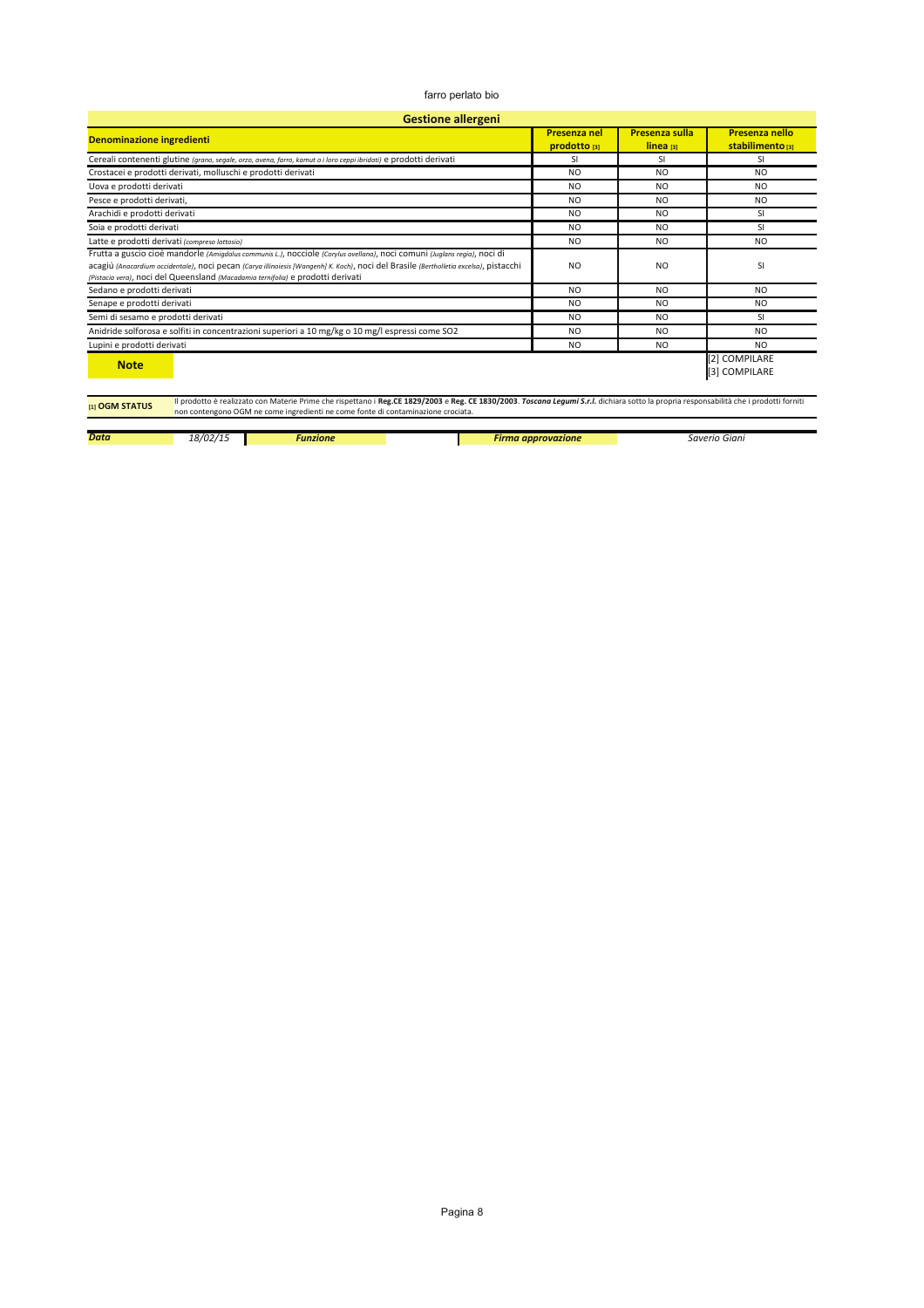farro perlato bio

| Gestione allergeni | | | |
|---|---|---|---|
| **Denominazione ingredienti** | **Presenza nel prodotto [3]** | **Presenza sulla linea [3]** | **Presenza nello stabilimento [3]** |
| Cereali contenenti glutine *(grano, segale, orzo, avena, farro, kamut o i loro ceppi ibridati)* e prodotti derivati | SI | SI | SI |
| Crostacei e prodotti derivati, molluschi e prodotti derivati | NO | NO | NO |
| Uova e prodotti derivati | NO | NO | NO |
| Pesce e prodotti derivati, | NO | NO | NO |
| Arachidi e prodotti derivati | NO | NO | SI |
| Soia e prodotti derivati | NO | NO | SI |
| Latte e prodotti derivati *(compreso lattosio)* | NO | NO | NO |
| Frutta a guscio cioè mandorle *(Amigdalus communis L.)*, nocciole *(Corylus avellana)*, noci comuni *(Juglans regia)*, noci di acagiù *(Anacardium occidentale)*, noci pecan *(Carya illinoiesis [Wangenh] K. Koch)*, noci del Brasile *(Bertholletia excelsa)*, pistacchi *(Pistacia vera)*, noci del Queensland *(Macadamia ternifolia)* e prodotti derivati | NO | NO | SI |
| Sedano e prodotti derivati | NO | NO | NO |
| Senape e prodotti derivati | NO | NO | NO |
| Semi di sesamo e prodotti derivati | NO | NO | SI |
| Anidride solforosa e solfiti in concentrazioni superiori a 10 mg/kg o 10 mg/l espressi come SO2 | NO | NO | NO |
| Lupini e prodotti derivati | NO | NO | NO |

**Note**

[2] COMPILARE
[3] COMPILARE

**[1] OGM STATUS** Il prodotto è realizzato con Materie Prime che rispettano i **Reg.CE 1829/2003** e **Reg. CE 1830/2003**. ***Toscana Legumi S.r.l.*** dichiara sotto la propria responsabilità che i prodotti forniti non contengono OGM ne come ingredienti ne come fonte di contaminazione crociata.

| | | | | | |
|---|---|---|---|---|---|
| ***Data*** | *18/02/15* | ***Funzione*** | | ***Firma approvazione*** | *Saverio Giani* |